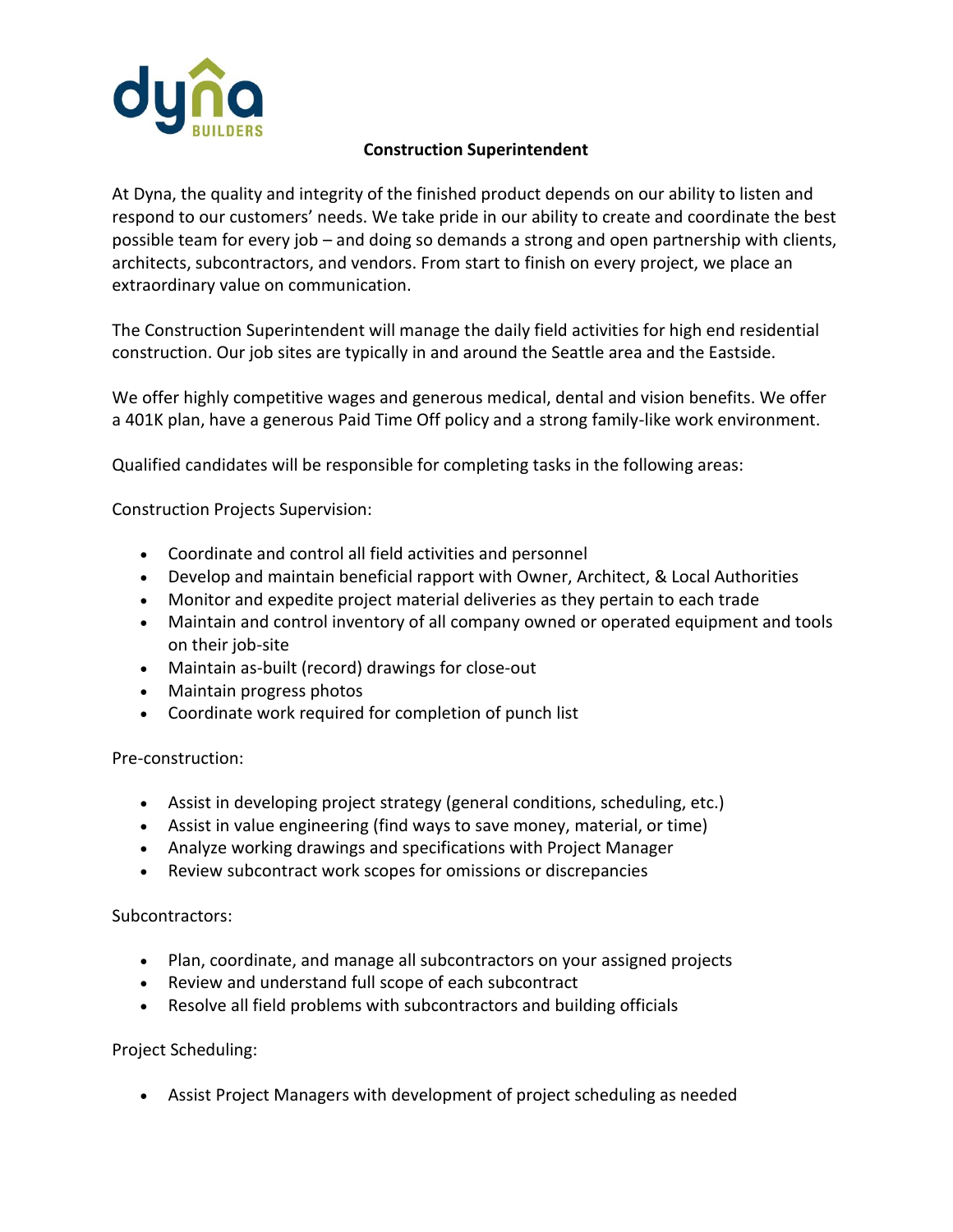dyna BUILDERS

# Construction Superintendent

At Dyna, the quality and integrity of the finished product depends on our ability to listen and respond to our customers' needs. We take pride in our ability to create and coordinate the best possible team for every job – and doing so demands a strong and open partnership with clients, architects, subcontractors, and vendors. From start to finish on every project, we place an extraordinary value on communication.

The Construction Superintendent will manage the daily field activities for high end residential construction. Our job sites are typically in and around the Seattle area and the Eastside.

We offer highly competitive wages and generous medical, dental and vision benefits. We offer a 401K plan, have a generous Paid Time Off policy and a strong family-like work environment.

Qualified candidates will be responsible for completing tasks in the following areas:

Construction Projects Supervision:

- Coordinate and control all field activities and personnel
- Develop and maintain beneficial rapport with Owner, Architect, & Local Authorities
- Monitor and expedite project material deliveries as they pertain to each trade
- Maintain and control inventory of all company owned or operated equipment and tools on their job-site
- Maintain as-built (record) drawings for close-out
- Maintain progress photos
- Coordinate work required for completion of punch list

Pre-construction:

- Assist in developing project strategy (general conditions, scheduling, etc.)
- Assist in value engineering (find ways to save money, material, or time)
- Analyze working drawings and specifications with Project Manager
- Review subcontract work scopes for omissions or discrepancies

Subcontractors:

- Plan, coordinate, and manage all subcontractors on your assigned projects
- Review and understand full scope of each subcontract
- Resolve all field problems with subcontractors and building officials

Project Scheduling:

- Assist Project Managers with development of project scheduling as needed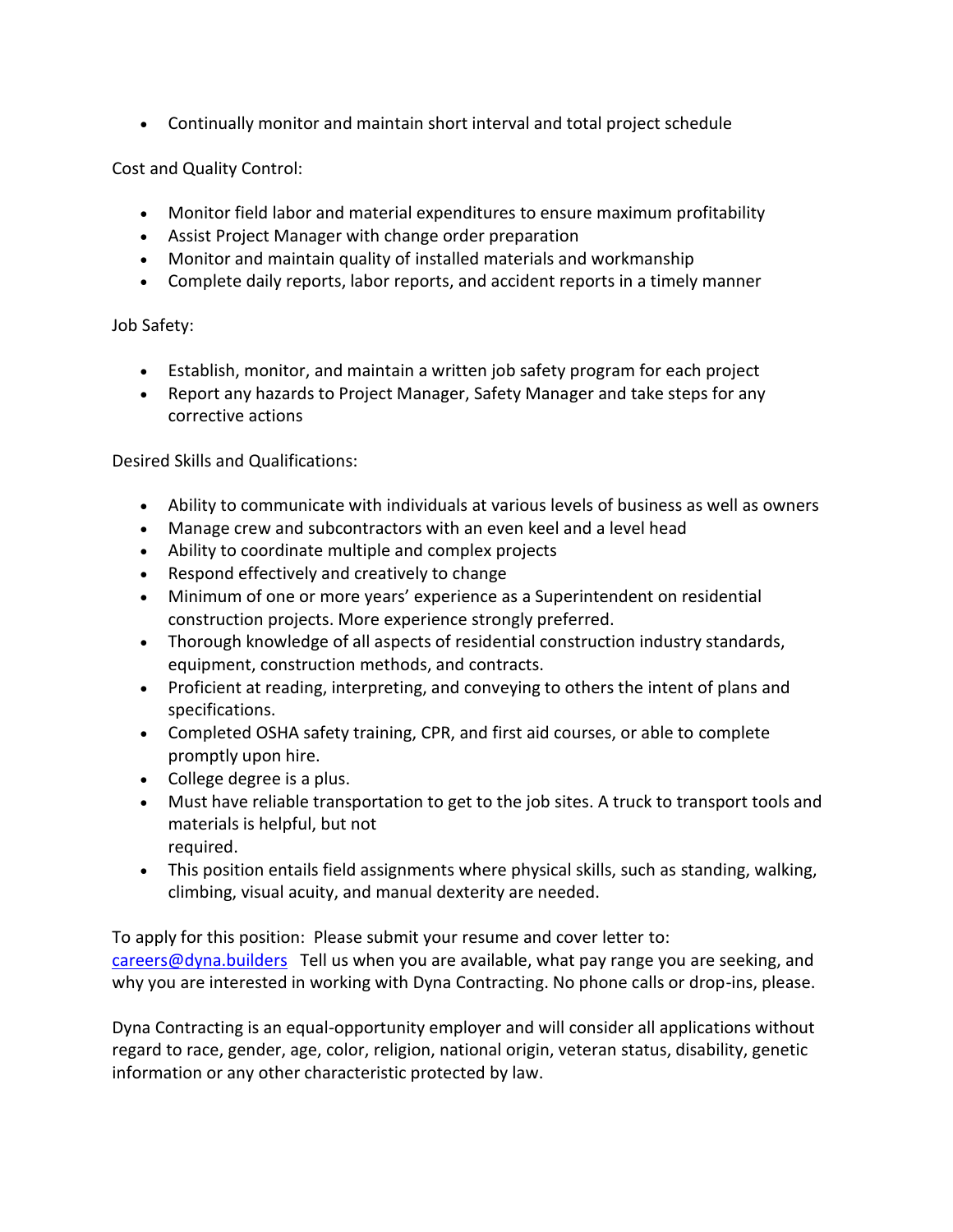- Continually monitor and maintain short interval and total project schedule

Cost and Quality Control:

- Monitor field labor and material expenditures to ensure maximum profitability
- Assist Project Manager with change order preparation
- Monitor and maintain quality of installed materials and workmanship
- Complete daily reports, labor reports, and accident reports in a timely manner

Job Safety:

- Establish, monitor, and maintain a written job safety program for each project
- Report any hazards to Project Manager, Safety Manager and take steps for any corrective actions

Desired Skills and Qualifications:

- Ability to communicate with individuals at various levels of business as well as owners
- Manage crew and subcontractors with an even keel and a level head
- Ability to coordinate multiple and complex projects
- Respond effectively and creatively to change
- Minimum of one or more years' experience as a Superintendent on residential construction projects. More experience strongly preferred.
- Thorough knowledge of all aspects of residential construction industry standards, equipment, construction methods, and contracts.
- Proficient at reading, interpreting, and conveying to others the intent of plans and specifications.
- Completed OSHA safety training, CPR, and first aid courses, or able to complete promptly upon hire.
- College degree is a plus.
- Must have reliable transportation to get to the job sites. A truck to transport tools and materials is helpful, but not required.
- This position entails field assignments where physical skills, such as standing, walking, climbing, visual acuity, and manual dexterity are needed.

To apply for this position: Please submit your resume and cover letter to: [careers@dyna.builders](mailto:careers@dyna.builders) Tell us when you are available, what pay range you are seeking, and why you are interested in working with Dyna Contracting. No phone calls or drop-ins, please.

Dyna Contracting is an equal-opportunity employer and will consider all applications without regard to race, gender, age, color, religion, national origin, veteran status, disability, genetic information or any other characteristic protected by law.